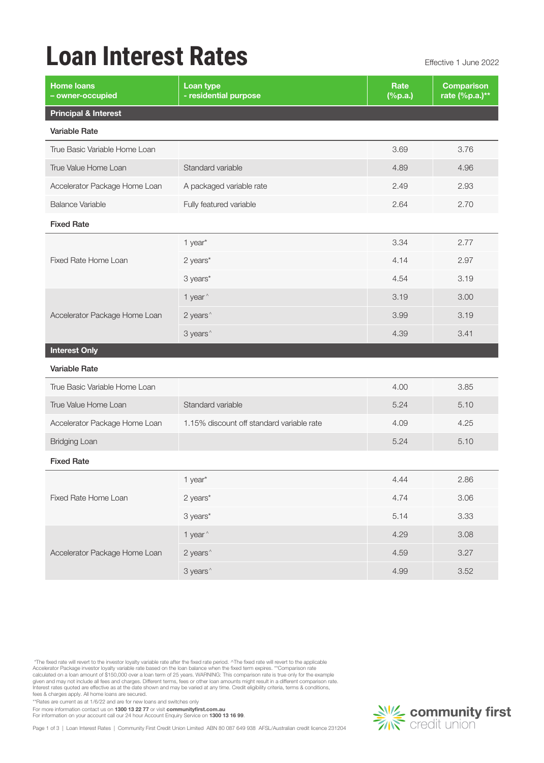# Loan Interest Rates

Effective 1 June 2022

| Home loans – owner-occupied | Loan type - residential purpose | Rate (%p.a.) | Comparison rate (%p.a.)** |
|---|---|---|---|
| **Principal & Interest** | | | |
| **Variable Rate** | | | |
| True Basic Variable Home Loan | | 3.69 | 3.76 |
| True Value Home Loan | Standard variable | 4.89 | 4.96 |
| Accelerator Package Home Loan | A packaged variable rate | 2.49 | 2.93 |
| Balance Variable | Fully featured variable | 2.64 | 2.70 |
| **Fixed Rate** | | | |
| Fixed Rate Home Loan | 1 year* | 3.34 | 2.77 |
| | 2 years* | 4.14 | 2.97 |
| | 3 years* | 4.54 | 3.19 |
| Accelerator Package Home Loan | 1 year^ | 3.19 | 3.00 |
| | 2 years^ | 3.99 | 3.19 |
| | 3 years^ | 4.39 | 3.41 |
| **Interest Only** | | | |
| **Variable Rate** | | | |
| True Basic Variable Home Loan | | 4.00 | 3.85 |
| True Value Home Loan | Standard variable | 5.24 | 5.10 |
| Accelerator Package Home Loan | 1.15% discount off standard variable rate | 4.09 | 4.25 |
| Bridging Loan | | 5.24 | 5.10 |
| **Fixed Rate** | | | |
| Fixed Rate Home Loan | 1 year* | 4.44 | 2.86 |
| | 2 years* | 4.74 | 3.06 |
| | 3 years* | 5.14 | 3.33 |
| Accelerator Package Home Loan | 1 year^ | 4.29 | 3.08 |
| | 2 years^ | 4.59 | 3.27 |
| | 3 years^ | 4.99 | 3.52 |

*The fixed rate will revert to the investor loyalty variable rate after the fixed rate period. ^The fixed rate will revert to the applicable Accelerator Package investor loyalty variable rate based on the loan balance when the fixed term expires. **Comparison rate calculated on a loan amount of $150,000 over a loan term of 25 years. WARNING: This comparison rate is true only for the example given and may not include all fees and charges. Different terms, fees or other loan amounts might result in a different comparison rate. Interest rates quoted are effective as at the date shown and may be varied at any time. Credit eligibility criteria, terms & conditions, fees & charges apply. All home loans are secured.

**Rates are current as at 1/6/22 and are for new loans and switches only

For more information contact us on **1300 13 22 77** or visit **communityfirst.com.au**
For information on your account call our 24 hour Account Enquiry Service on **1300 13 16 99**.

Loan Interest Rates | Community First Credit Union Limited ABN 80 087 649 938 AFSL/Australian credit licence 231204

community first credit union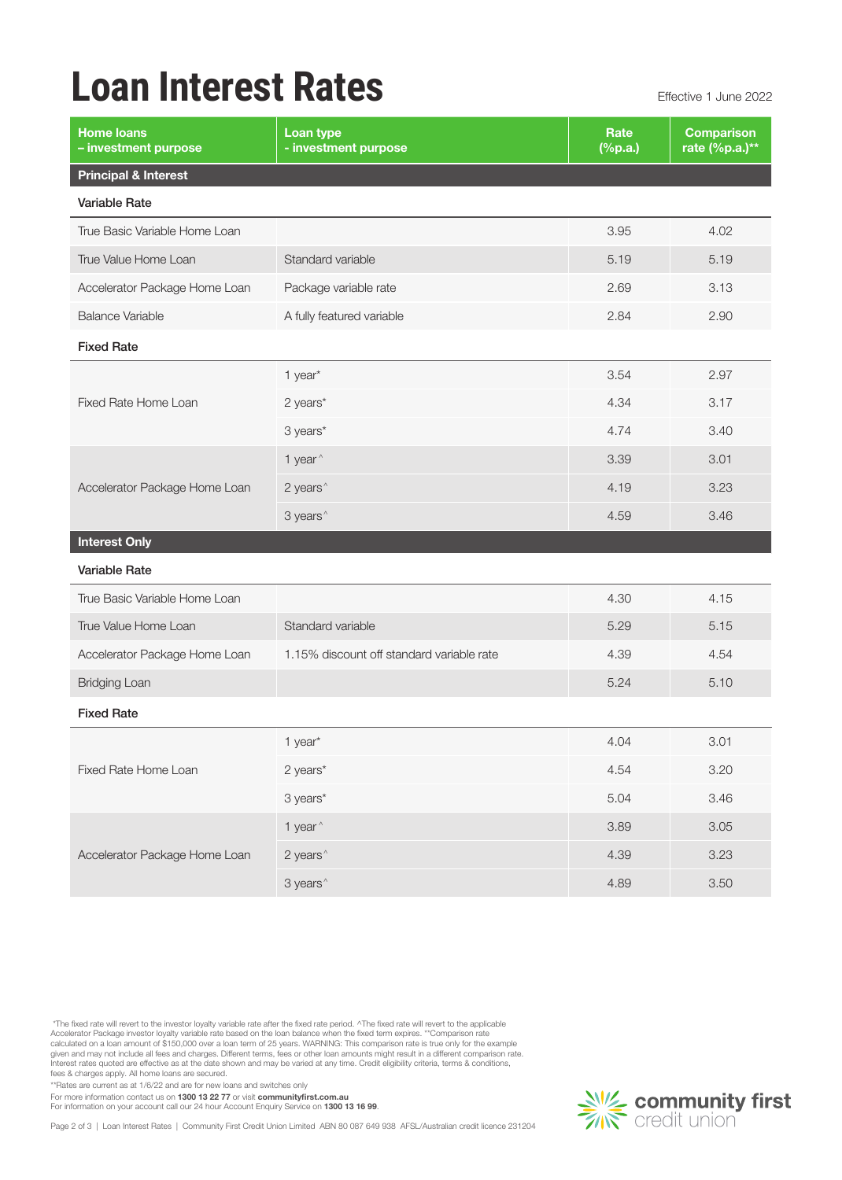# Loan Interest Rates

Effective 1 June 2022

| Home loans – investment purpose | Loan type - investment purpose | Rate (%p.a.) | Comparison rate (%p.a.)** |
|---|---|---|---|
| **Principal & Interest** | | | |
| **Variable Rate** | | | |
| True Basic Variable Home Loan | | 3.95 | 4.02 |
| True Value Home Loan | Standard variable | 5.19 | 5.19 |
| Accelerator Package Home Loan | Package variable rate | 2.69 | 3.13 |
| Balance Variable | A fully featured variable | 2.84 | 2.90 |
| **Fixed Rate** | | | |
| Fixed Rate Home Loan | 1 year* | 3.54 | 2.97 |
| | 2 years* | 4.34 | 3.17 |
| | 3 years* | 4.74 | 3.40 |
| Accelerator Package Home Loan | 1 year^ | 3.39 | 3.01 |
| | 2 years^ | 4.19 | 3.23 |
| | 3 years^ | 4.59 | 3.46 |
| **Interest Only** | | | |
| **Variable Rate** | | | |
| True Basic Variable Home Loan | | 4.30 | 4.15 |
| True Value Home Loan | Standard variable | 5.29 | 5.15 |
| Accelerator Package Home Loan | 1.15% discount off standard variable rate | 4.39 | 4.54 |
| Bridging Loan | | 5.24 | 5.10 |
| **Fixed Rate** | | | |
| Fixed Rate Home Loan | 1 year* | 4.04 | 3.01 |
| | 2 years* | 4.54 | 3.20 |
| | 3 years* | 5.04 | 3.46 |
| Accelerator Package Home Loan | 1 year^ | 3.89 | 3.05 |
| | 2 years^ | 4.39 | 3.23 |
| | 3 years^ | 4.89 | 3.50 |

*The fixed rate will revert to the investor loyalty variable rate after the fixed rate period. ^The fixed rate will revert to the applicable Accelerator Package investor loyalty variable rate based on the loan balance when the fixed term expires. **Comparison rate calculated on a loan amount of $150,000 over a loan term of 25 years. WARNING: This comparison rate is true only for the example given and may not include all fees and charges. Different terms, fees or other loan amounts might result in a different comparison rate. Interest rates quoted are effective as at the date shown and may be varied at any time. Credit eligibility criteria, terms & conditions, fees & charges apply. All home loans are secured.

**Rates are current as at 1/6/22 and are for new loans and switches only

For more information contact us on **1300 13 22 77** or visit **communityfirst.com.au**
For information on your account call our 24 hour Account Enquiry Service on **1300 13 16 99**.

Loan Interest Rates | Community First Credit Union Limited ABN 80 087 649 938 AFSL/Australian credit licence 231204

community first credit union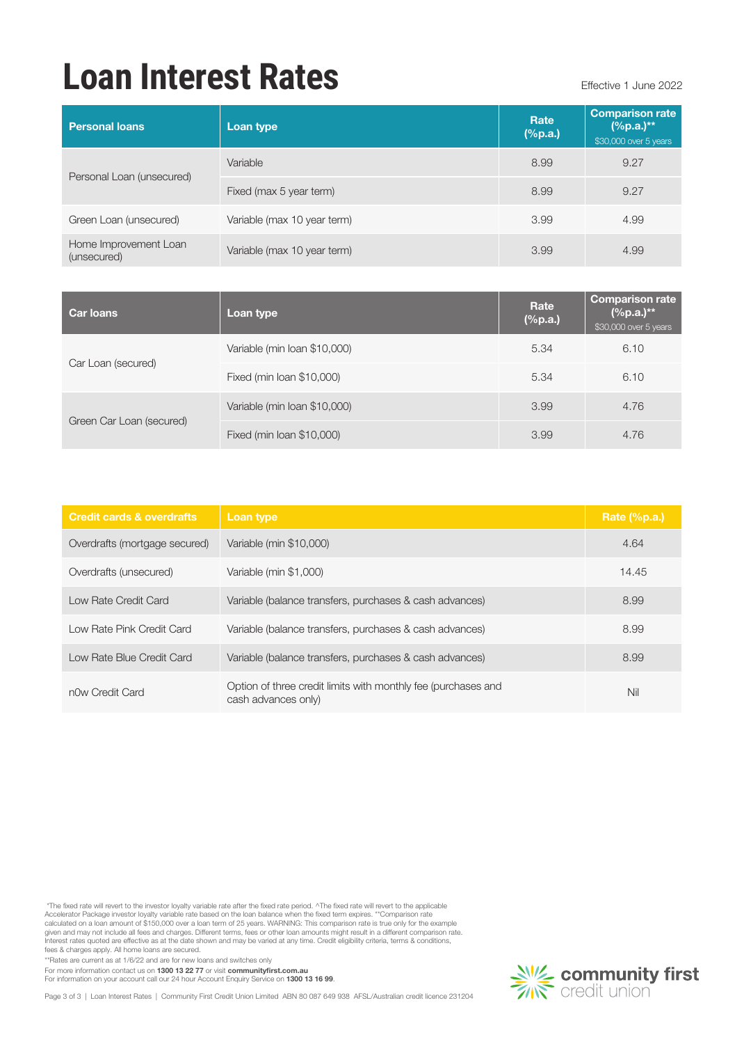# Loan Interest Rates

Effective 1 June 2022

| Personal loans | Loan type | Rate (%p.a.) | Comparison rate (%p.a.)** $30,000 over 5 years |
|---|---|---|---|
| Personal Loan (unsecured) | Variable | 8.99 | 9.27 |
| | Fixed (max 5 year term) | 8.99 | 9.27 |
| Green Loan (unsecured) | Variable (max 10 year term) | 3.99 | 4.99 |
| Home Improvement Loan (unsecured) | Variable (max 10 year term) | 3.99 | 4.99 |

| Car loans | Loan type | Rate (%p.a.) | Comparison rate (%p.a.)** $30,000 over 5 years |
|---|---|---|---|
| Car Loan (secured) | Variable (min loan $10,000) | 5.34 | 6.10 |
| | Fixed (min loan $10,000) | 5.34 | 6.10 |
| Green Car Loan (secured) | Variable (min loan $10,000) | 3.99 | 4.76 |
| | Fixed (min loan $10,000) | 3.99 | 4.76 |

| Credit cards & overdrafts | Loan type | Rate (%p.a.) |
|---|---|---|
| Overdrafts (mortgage secured) | Variable (min $10,000) | 4.64 |
| Overdrafts (unsecured) | Variable (min $1,000) | 14.45 |
| Low Rate Credit Card | Variable (balance transfers, purchases & cash advances) | 8.99 |
| Low Rate Pink Credit Card | Variable (balance transfers, purchases & cash advances) | 8.99 |
| Low Rate Blue Credit Card | Variable (balance transfers, purchases & cash advances) | 8.99 |
| n0w Credit Card | Option of three credit limits with monthly fee (purchases and cash advances only) | Nil |

*The fixed rate will revert to the investor loyalty variable rate after the fixed rate period. ^The fixed rate will revert to the applicable Accelerator Package investor loyalty variable rate based on the loan balance when the fixed term expires. **Comparison rate calculated on a loan amount of $150,000 over a loan term of 25 years. WARNING: This comparison rate is true only for the example given and may not include all fees and charges. Different terms, fees or other loan amounts might result in a different comparison rate. Interest rates quoted are effective as at the date shown and may be varied at any time. Credit eligibility criteria, terms & conditions, fees & charges apply. All home loans are secured.

**Rates are current as at 1/6/22 and are for new loans and switches only

For more information contact us on **1300 13 22 77** or visit **communityfirst.com.au**
For information on your account call our 24 hour Account Enquiry Service on **1300 13 16 99**.

community first credit union

Loan Interest Rates | Community First Credit Union Limited ABN 80 087 649 938 AFSL/Australian credit licence 231204